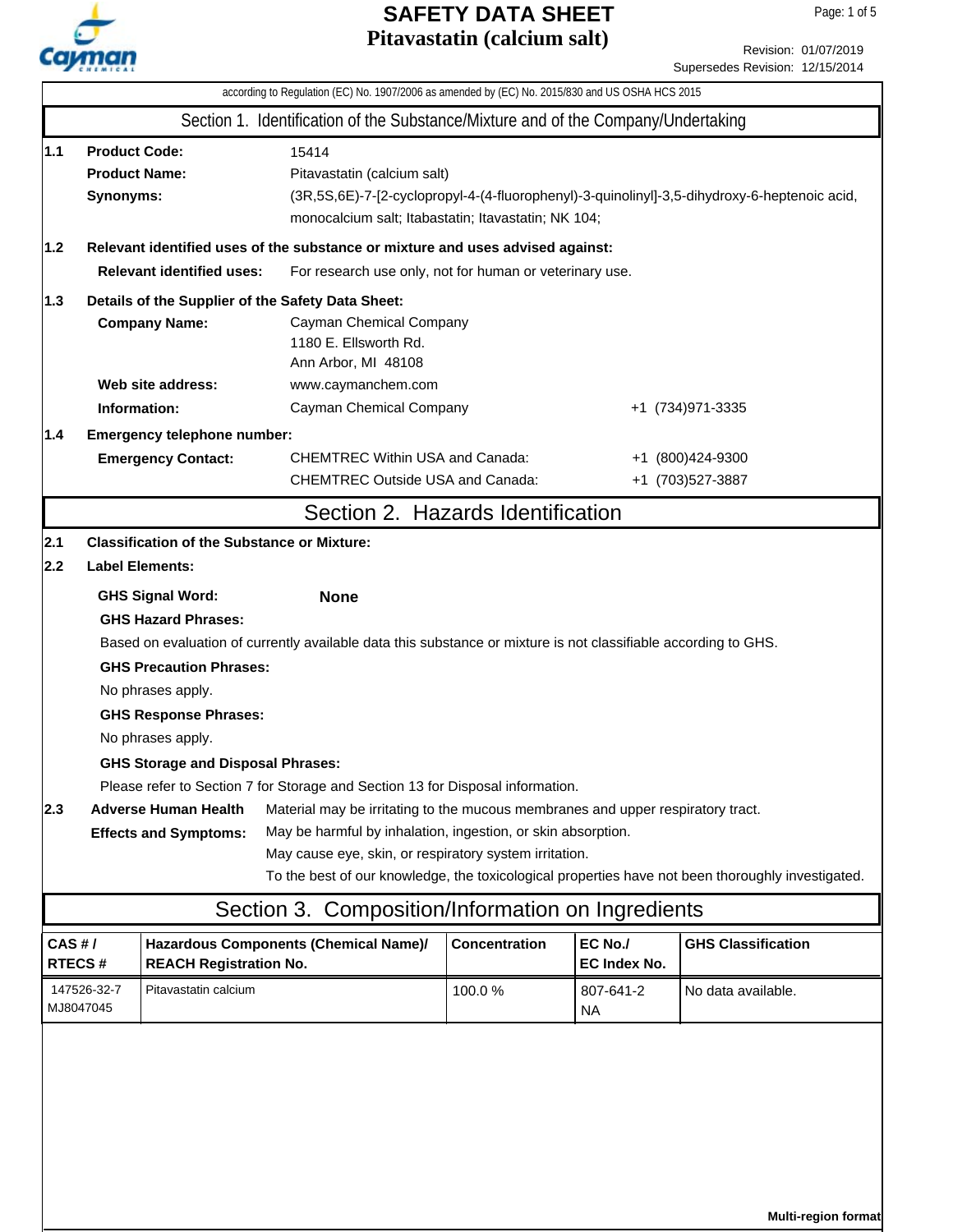# SAFETY DATA SHEET

## Pitavastatin (calcium salt)

Revision: 01/07/2019
Supersedes Revision: 12/15/2014

according to Regulation (EC) No. 1907/2006 as amended by (EC) No. 2015/830 and US OSHA HCS 2015

## Section 1. Identification of the Substance/Mixture and of the Company/Undertaking

**1.1 Product Code:** 15414

**Product Name:** Pitavastatin (calcium salt)

**Synonyms:** (3R,5S,6E)-7-[2-cyclopropyl-4-(4-fluorophenyl)-3-quinolinyl]-3,5-dihydroxy-6-heptenoic acid, monocalcium salt; Itabastatin; Itavastatin; NK 104;

**1.2 Relevant identified uses of the substance or mixture and uses advised against:**

**Relevant identified uses:** For research use only, not for human or veterinary use.

**1.3 Details of the Supplier of the Safety Data Sheet:**

**Company Name:** Cayman Chemical Company
1180 E. Ellsworth Rd.
Ann Arbor, MI 48108

**Web site address:** www.caymanchem.com

**Information:** Cayman Chemical Company +1 (734)971-3335

**1.4 Emergency telephone number:**

**Emergency Contact:**
CHEMTREC Within USA and Canada: +1 (800)424-9300
CHEMTREC Outside USA and Canada: +1 (703)527-3887

## Section 2. Hazards Identification

**2.1 Classification of the Substance or Mixture:**

**2.2 Label Elements:**

**GHS Signal Word:** **None**

**GHS Hazard Phrases:**

Based on evaluation of currently available data this substance or mixture is not classifiable according to GHS.

**GHS Precaution Phrases:**

No phrases apply.

**GHS Response Phrases:**

No phrases apply.

**GHS Storage and Disposal Phrases:**

Please refer to Section 7 for Storage and Section 13 for Disposal information.

**2.3 Adverse Human Health Effects and Symptoms:**

Material may be irritating to the mucous membranes and upper respiratory tract.
May be harmful by inhalation, ingestion, or skin absorption.
May cause eye, skin, or respiratory system irritation.
To the best of our knowledge, the toxicological properties have not been thoroughly investigated.

## Section 3. Composition/Information on Ingredients

| CAS # / RTECS # | Hazardous Components (Chemical Name)/ REACH Registration No. | Concentration | EC No./ EC Index No. | GHS Classification |
|---|---|---|---|---|
| 147526-32-7 MJ8047045 | Pitavastatin calcium | 100.0 % | 807-641-2 NA | No data available. |

**Multi-region format**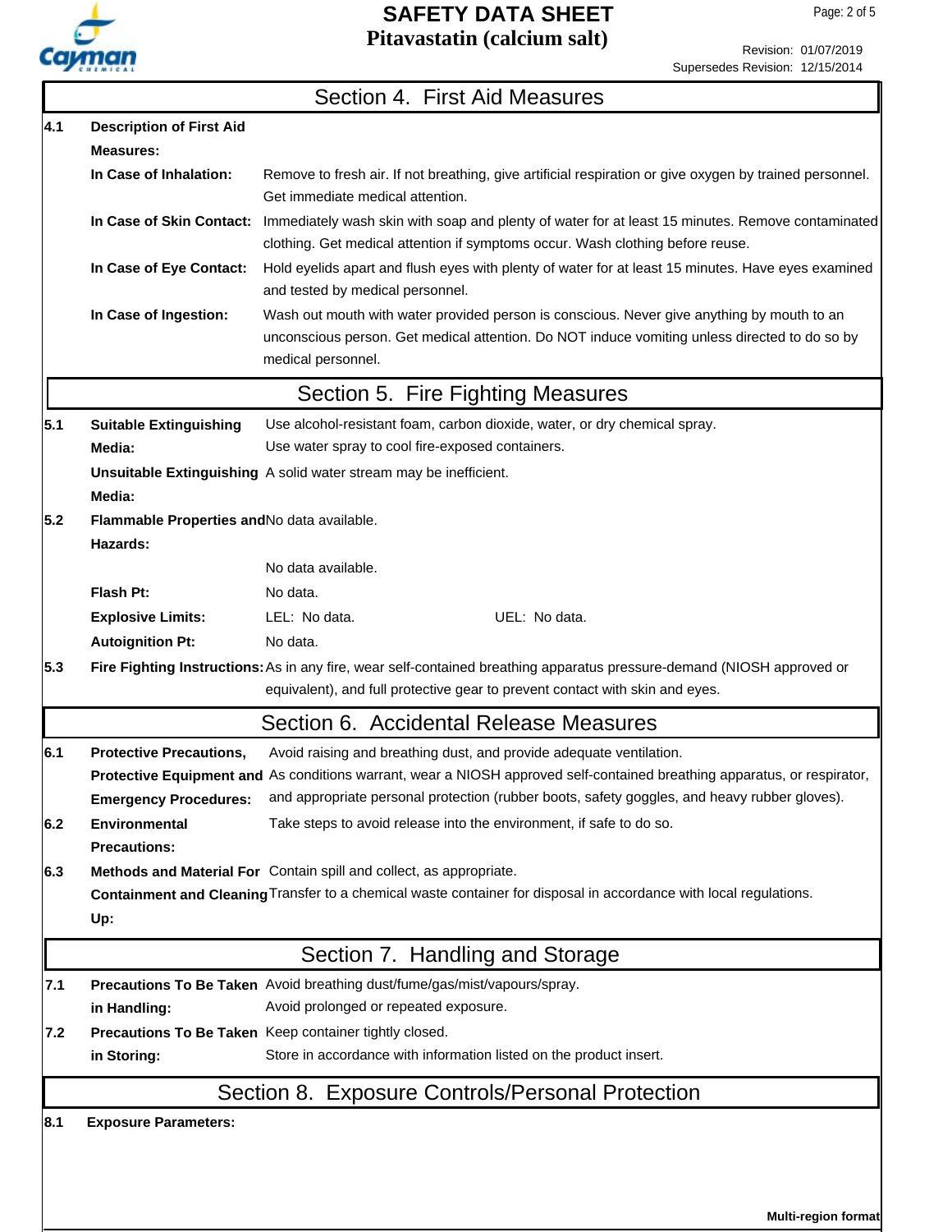## Section 4. First Aid Measures

**4.1 Description of First Aid Measures:**

**In Case of Inhalation:** Remove to fresh air. If not breathing, give artificial respiration or give oxygen by trained personnel. Get immediate medical attention.

**In Case of Skin Contact:** Immediately wash skin with soap and plenty of water for at least 15 minutes. Remove contaminated clothing. Get medical attention if symptoms occur. Wash clothing before reuse.

**In Case of Eye Contact:** Hold eyelids apart and flush eyes with plenty of water for at least 15 minutes. Have eyes examined and tested by medical personnel.

**In Case of Ingestion:** Wash out mouth with water provided person is conscious. Never give anything by mouth to an unconscious person. Get medical attention. Do NOT induce vomiting unless directed to do so by medical personnel.

## Section 5. Fire Fighting Measures

**5.1 Suitable Extinguishing Media:** Use alcohol-resistant foam, carbon dioxide, water, or dry chemical spray. Use water spray to cool fire-exposed containers.

**Unsuitable Extinguishing Media:** A solid water stream may be inefficient.

**5.2 Flammable Properties and Hazards:** No data available.

No data available.

**Flash Pt:** No data.

**Explosive Limits:** LEL: No data. UEL: No data.

**Autoignition Pt:** No data.

**5.3 Fire Fighting Instructions:** As in any fire, wear self-contained breathing apparatus pressure-demand (NIOSH approved or equivalent), and full protective gear to prevent contact with skin and eyes.

## Section 6. Accidental Release Measures

**6.1 Protective Precautions, Protective Equipment and Emergency Procedures:** Avoid raising and breathing dust, and provide adequate ventilation. As conditions warrant, wear a NIOSH approved self-contained breathing apparatus, or respirator, and appropriate personal protection (rubber boots, safety goggles, and heavy rubber gloves).

**6.2 Environmental Precautions:** Take steps to avoid release into the environment, if safe to do so.

**6.3 Methods and Material For Containment and Cleaning Up:** Contain spill and collect, as appropriate. Transfer to a chemical waste container for disposal in accordance with local regulations.

## Section 7. Handling and Storage

**7.1 Precautions To Be Taken in Handling:** Avoid breathing dust/fume/gas/mist/vapours/spray. Avoid prolonged or repeated exposure.

**7.2 Precautions To Be Taken in Storing:** Keep container tightly closed. Store in accordance with information listed on the product insert.

## Section 8. Exposure Controls/Personal Protection

**8.1 Exposure Parameters:**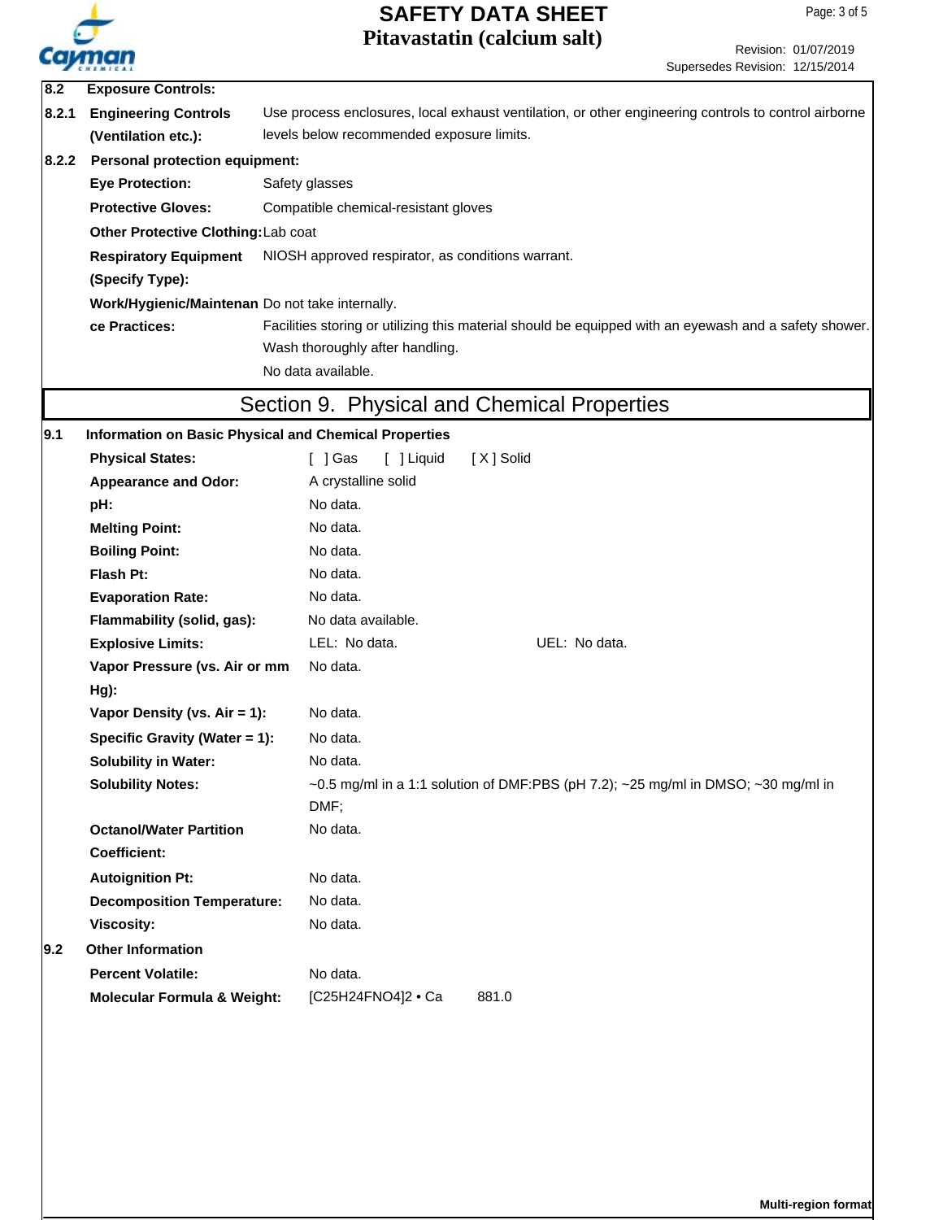**8.2 Exposure Controls:**

**8.2.1 Engineering Controls (Ventilation etc.):** Use process enclosures, local exhaust ventilation, or other engineering controls to control airborne levels below recommended exposure limits.

**8.2.2 Personal protection equipment:**

| | |
|---|---|
| **Eye Protection:** | Safety glasses |
| **Protective Gloves:** | Compatible chemical-resistant gloves |
| **Other Protective Clothing:** | Lab coat |
| **Respiratory Equipment (Specify Type):** | NIOSH approved respirator, as conditions warrant. |
| **Work/Hygienic/Maintenance Practices:** | Do not take internally. Facilities storing or utilizing this material should be equipped with an eyewash and a safety shower. Wash thoroughly after handling. No data available. |

# Section 9. Physical and Chemical Properties

**9.1 Information on Basic Physical and Chemical Properties**

| | | |
|---|---|---|
| **Physical States:** | [ ] Gas [ ] Liquid [ X ] Solid | |
| **Appearance and Odor:** | A crystalline solid | |
| **pH:** | No data. | |
| **Melting Point:** | No data. | |
| **Boiling Point:** | No data. | |
| **Flash Pt:** | No data. | |
| **Evaporation Rate:** | No data. | |
| **Flammability (solid, gas):** | No data available. | |
| **Explosive Limits:** | LEL: No data. | UEL: No data. |
| **Vapor Pressure (vs. Air or mm Hg):** | No data. | |
| **Vapor Density (vs. Air = 1):** | No data. | |
| **Specific Gravity (Water = 1):** | No data. | |
| **Solubility in Water:** | No data. | |
| **Solubility Notes:** | ~0.5 mg/ml in a 1:1 solution of DMF:PBS (pH 7.2); ~25 mg/ml in DMSO; ~30 mg/ml in DMF; | |
| **Octanol/Water Partition Coefficient:** | No data. | |
| **Autoignition Pt:** | No data. | |
| **Decomposition Temperature:** | No data. | |
| **Viscosity:** | No data. | |

**9.2 Other Information**

| | | |
|---|---|---|
| **Percent Volatile:** | No data. | |
| **Molecular Formula & Weight:** | $[C_{25}H_{24}FNO_4]_2 \cdot Ca$ | 881.0 |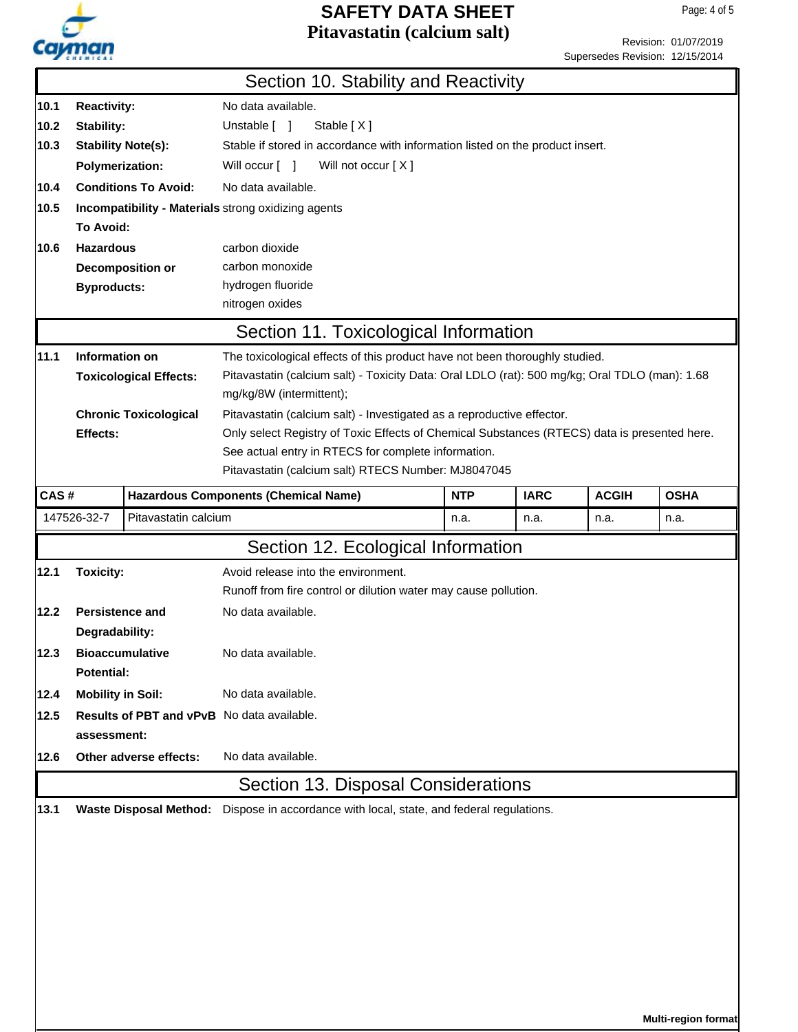## Section 10. Stability and Reactivity

**10.1 Reactivity:** No data available.

**10.2 Stability:** Unstable [ ] Stable [ X ]

**10.3 Stability Note(s):** Stable if stored in accordance with information listed on the product insert.

**Polymerization:** Will occur [ ] Will not occur [ X ]

**10.4 Conditions To Avoid:** No data available.

**10.5 Incompatibility - Materials To Avoid:** strong oxidizing agents

**10.6 Hazardous Decomposition or Byproducts:**
carbon dioxide
carbon monoxide
hydrogen fluoride
nitrogen oxides

## Section 11. Toxicological Information

**11.1 Information on Toxicological Effects:** The toxicological effects of this product have not been thoroughly studied.
Pitavastatin (calcium salt) - Toxicity Data: Oral LDLO (rat): 500 mg/kg; Oral TDLO (man): 1.68 mg/kg/8W (intermittent);

**Chronic Toxicological Effects:** Pitavastatin (calcium salt) - Investigated as a reproductive effector.
Only select Registry of Toxic Effects of Chemical Substances (RTECS) data is presented here. See actual entry in RTECS for complete information.
Pitavastatin (calcium salt) RTECS Number: MJ8047045

| CAS # | Hazardous Components (Chemical Name) | NTP | IARC | ACGIH | OSHA |
|---|---|---|---|---|---|
| 147526-32-7 | Pitavastatin calcium | n.a. | n.a. | n.a. | n.a. |

## Section 12. Ecological Information

**12.1 Toxicity:** Avoid release into the environment.
Runoff from fire control or dilution water may cause pollution.

**12.2 Persistence and Degradability:** No data available.

**12.3 Bioaccumulative Potential:** No data available.

**12.4 Mobility in Soil:** No data available.

**12.5 Results of PBT and vPvB assessment:** No data available.

**12.6 Other adverse effects:** No data available.

## Section 13. Disposal Considerations

**13.1 Waste Disposal Method:** Dispose in accordance with local, state, and federal regulations.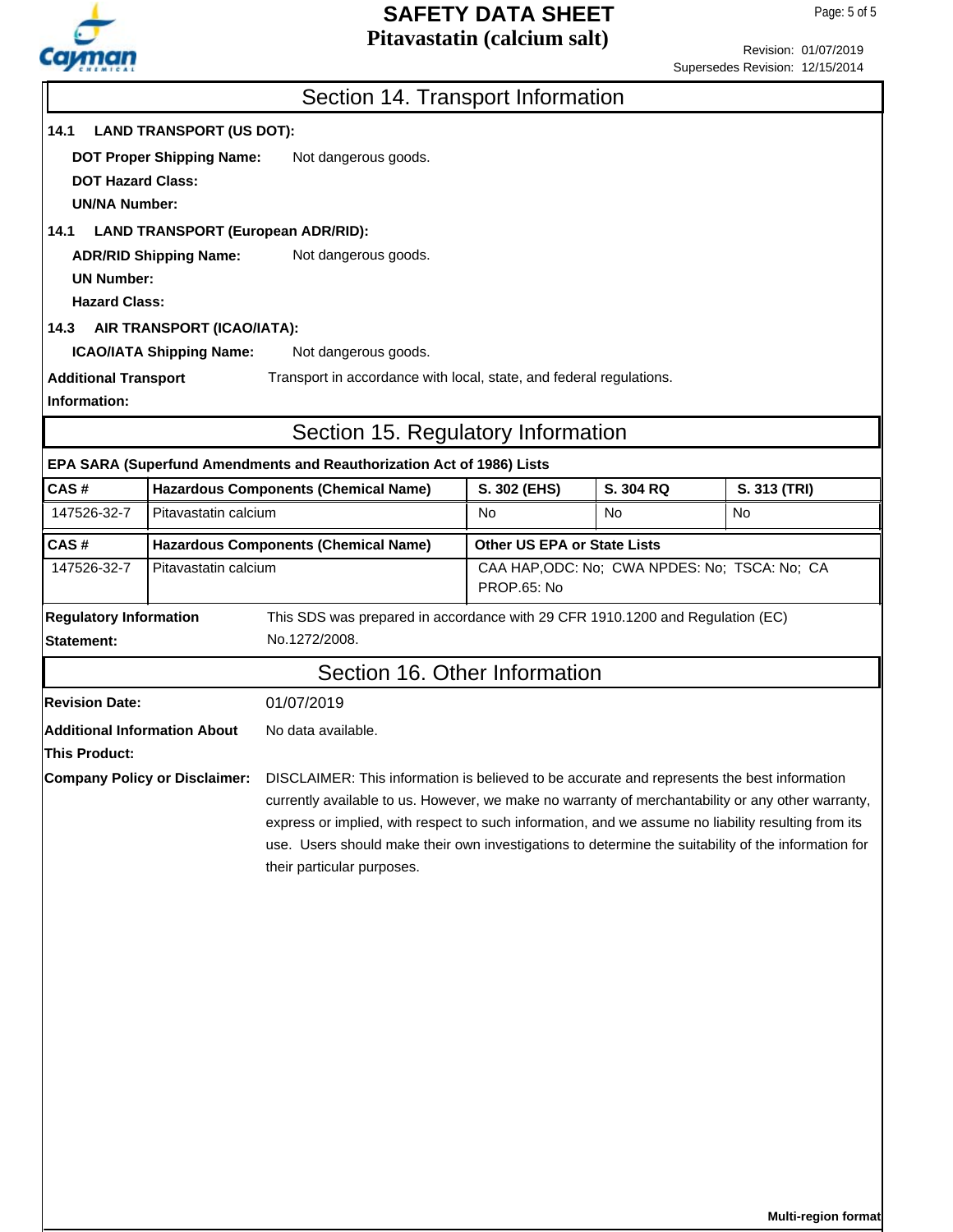## Section 14. Transport Information

**14.1 LAND TRANSPORT (US DOT):**

**DOT Proper Shipping Name:** Not dangerous goods.

**DOT Hazard Class:**

**UN/NA Number:**

**14.1 LAND TRANSPORT (European ADR/RID):**

**ADR/RID Shipping Name:** Not dangerous goods.

**UN Number:**

**Hazard Class:**

**14.3 AIR TRANSPORT (ICAO/IATA):**

**ICAO/IATA Shipping Name:** Not dangerous goods.

**Additional Transport Information:** Transport in accordance with local, state, and federal regulations.

## Section 15. Regulatory Information

**EPA SARA (Superfund Amendments and Reauthorization Act of 1986) Lists**

| CAS # | Hazardous Components (Chemical Name) | S. 302 (EHS) | S. 304 RQ | S. 313 (TRI) |
|---|---|---|---|---|
| 147526-32-7 | Pitavastatin calcium | No | No | No |

| CAS # | Hazardous Components (Chemical Name) | Other US EPA or State Lists |
|---|---|---|
| 147526-32-7 | Pitavastatin calcium | CAA HAP,ODC: No; CWA NPDES: No; TSCA: No; CA PROP.65: No |

**Regulatory Information Statement:** This SDS was prepared in accordance with 29 CFR 1910.1200 and Regulation (EC) No.1272/2008.

## Section 16. Other Information

**Revision Date:** 01/07/2019

**Additional Information About This Product:** No data available.

**Company Policy or Disclaimer:** DISCLAIMER: This information is believed to be accurate and represents the best information currently available to us. However, we make no warranty of merchantability or any other warranty, express or implied, with respect to such information, and we assume no liability resulting from its use. Users should make their own investigations to determine the suitability of the information for their particular purposes.

**Multi-region format**